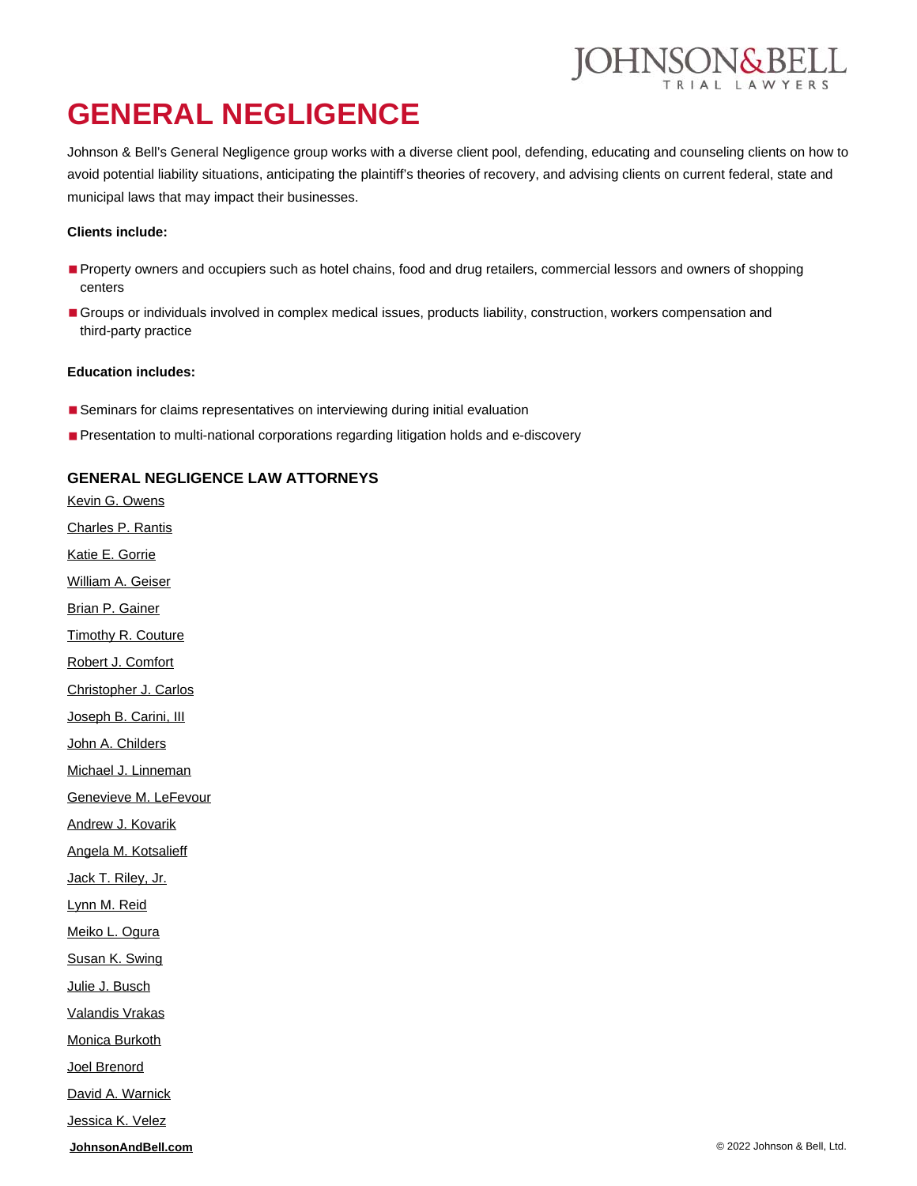# GENERAL NEGLIGENCE

Johnson & Bell's General Negligence group works with a diverse client pool, defending, educating and counseling clients on how to avoid potential liability situations, anticipating the plaintiff's theories of recovery, and advising clients on current federal, state and municipal laws that may impact their businesses.

**Clients include:**

- Property owners and occupiers such as hotel chains, food and drug retailers, commercial lessors and owners of shopping centers
- Groups or individuals involved in complex medical issues, products liability, construction, workers compensation and third-party practice

**Education includes:**

- Seminars for claims representatives on interviewing during initial evaluation
- Presentation to multi-national corporations regarding litigation holds and e-discovery

## GENERAL NEGLIGENCE LAW ATTORNEYS

Kevin G. Owens

Charles P. Rantis

Katie E. Gorrie

William A. Geiser

Brian P. Gainer

Timothy R. Couture

Robert J. Comfort

Christopher J. Carlos

Joseph B. Carini, III

John A. Childers

Michael J. Linneman

Genevieve M. LeFevour

Andrew J. Kovarik

Angela M. Kotsalieff

Jack T. Riley, Jr.

Lynn M. Reid

Meiko L. Ogura

Susan K. Swing

Julie J. Busch

Valandis Vrakas

Monica Burkoth

Joel Brenord

David A. Warnick

Jessica K. Velez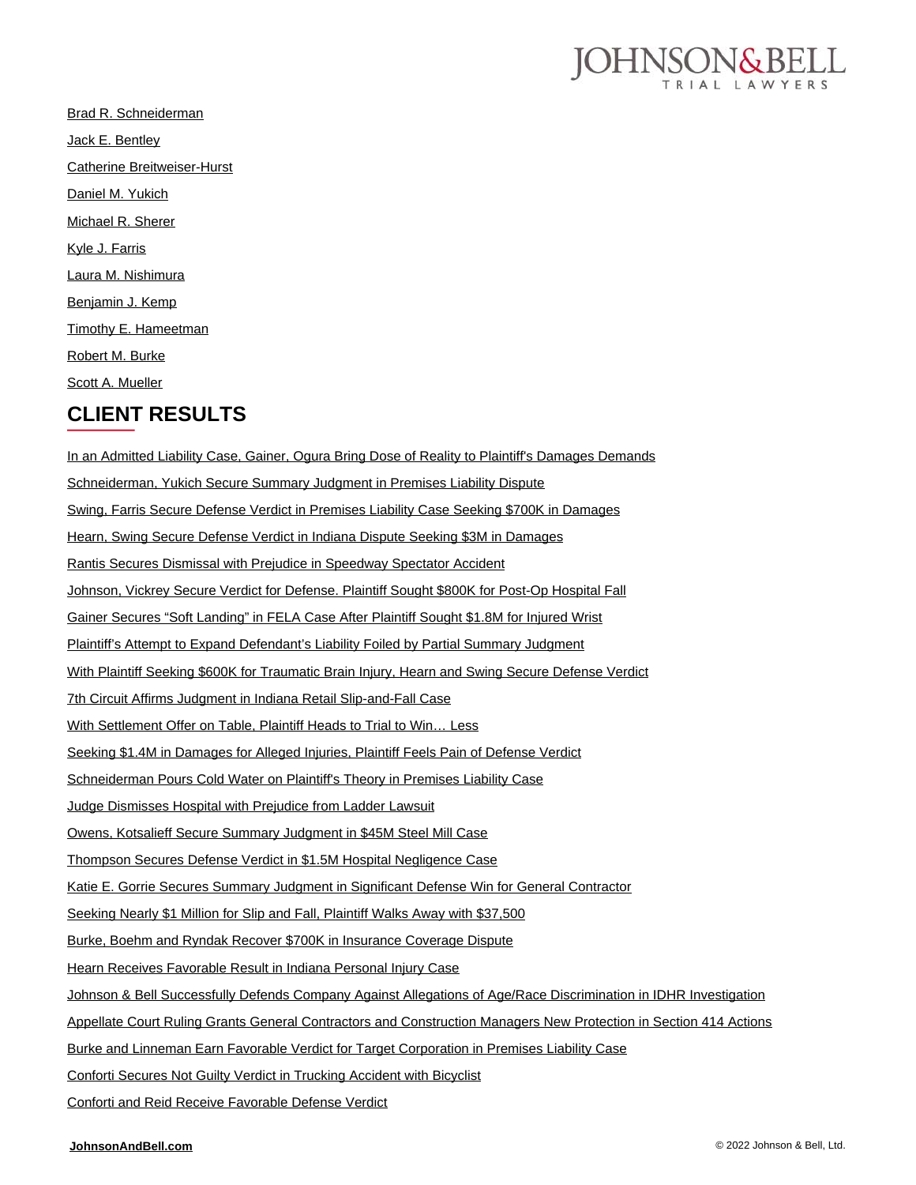Brad R. Schneiderman

Jack E. Bentley

Catherine Breitweiser-Hurst

Daniel M. Yukich

Michael R. Sherer

Kyle J. Farris

Laura M. Nishimura

Benjamin J. Kemp

Timothy E. Hameetman

Robert M. Burke

Scott A. Mueller

## CLIENT RESULTS

In an Admitted Liability Case, Gainer, Ogura Bring Dose of Reality to Plaintiff's Damages Demands

Schneiderman, Yukich Secure Summary Judgment in Premises Liability Dispute

Swing, Farris Secure Defense Verdict in Premises Liability Case Seeking $700K in Damages

Hearn, Swing Secure Defense Verdict in Indiana Dispute Seeking $3M in Damages

Rantis Secures Dismissal with Prejudice in Speedway Spectator Accident

Johnson, Vickrey Secure Verdict for Defense. Plaintiff Sought $800K for Post-Op Hospital Fall

Gainer Secures "Soft Landing" in FELA Case After Plaintiff Sought $1.8M for Injured Wrist

Plaintiff's Attempt to Expand Defendant's Liability Foiled by Partial Summary Judgment

With Plaintiff Seeking $600K for Traumatic Brain Injury, Hearn and Swing Secure Defense Verdict

7th Circuit Affirms Judgment in Indiana Retail Slip-and-Fall Case

With Settlement Offer on Table, Plaintiff Heads to Trial to Win… Less

Seeking $1.4M in Damages for Alleged Injuries, Plaintiff Feels Pain of Defense Verdict

Schneiderman Pours Cold Water on Plaintiff's Theory in Premises Liability Case

Judge Dismisses Hospital with Prejudice from Ladder Lawsuit

Owens, Kotsalieff Secure Summary Judgment in $45M Steel Mill Case

Thompson Secures Defense Verdict in $1.5M Hospital Negligence Case

Katie E. Gorrie Secures Summary Judgment in Significant Defense Win for General Contractor

Seeking Nearly $1 Million for Slip and Fall, Plaintiff Walks Away with $37,500

Burke, Boehm and Ryndak Recover $700K in Insurance Coverage Dispute

Hearn Receives Favorable Result in Indiana Personal Injury Case

Johnson & Bell Successfully Defends Company Against Allegations of Age/Race Discrimination in IDHR Investigation

Appellate Court Ruling Grants General Contractors and Construction Managers New Protection in Section 414 Actions

Burke and Linneman Earn Favorable Verdict for Target Corporation in Premises Liability Case

Conforti Secures Not Guilty Verdict in Trucking Accident with Bicyclist

Conforti and Reid Receive Favorable Defense Verdict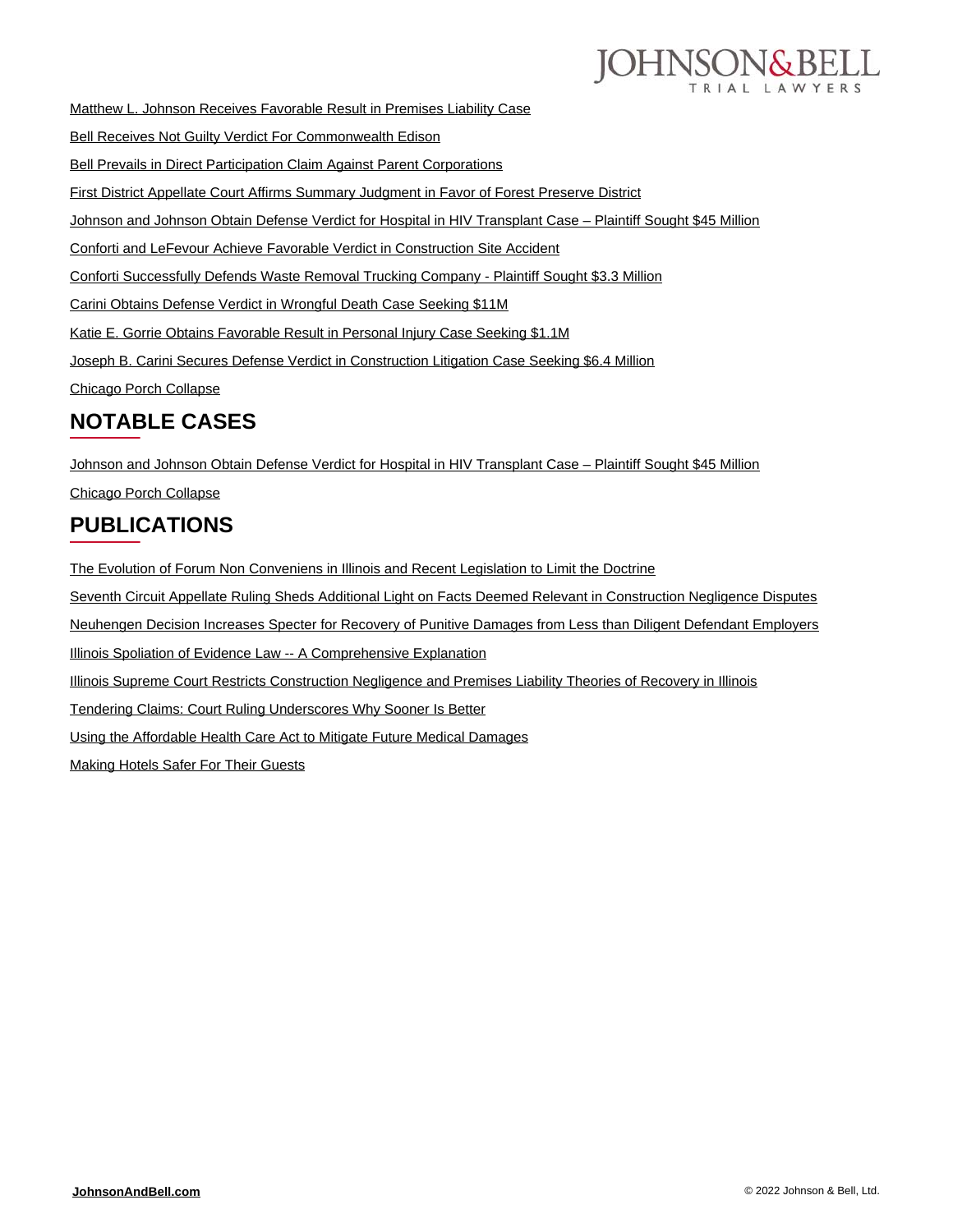Matthew L. Johnson Receives Favorable Result in Premises Liability Case

Bell Receives Not Guilty Verdict For Commonwealth Edison

Bell Prevails in Direct Participation Claim Against Parent Corporations

First District Appellate Court Affirms Summary Judgment in Favor of Forest Preserve District

Johnson and Johnson Obtain Defense Verdict for Hospital in HIV Transplant Case – Plaintiff Sought $45 Million

Conforti and LeFevour Achieve Favorable Verdict in Construction Site Accident

Conforti Successfully Defends Waste Removal Trucking Company - Plaintiff Sought $3.3 Million

Carini Obtains Defense Verdict in Wrongful Death Case Seeking $11M

Katie E. Gorrie Obtains Favorable Result in Personal Injury Case Seeking $1.1M

Joseph B. Carini Secures Defense Verdict in Construction Litigation Case Seeking $6.4 Million

Chicago Porch Collapse

## NOTABLE CASES

Johnson and Johnson Obtain Defense Verdict for Hospital in HIV Transplant Case – Plaintiff Sought $45 Million

Chicago Porch Collapse

## PUBLICATIONS

The Evolution of Forum Non Conveniens in Illinois and Recent Legislation to Limit the Doctrine

Seventh Circuit Appellate Ruling Sheds Additional Light on Facts Deemed Relevant in Construction Negligence Disputes

Neuhengen Decision Increases Specter for Recovery of Punitive Damages from Less than Diligent Defendant Employers

Illinois Spoliation of Evidence Law -- A Comprehensive Explanation

Illinois Supreme Court Restricts Construction Negligence and Premises Liability Theories of Recovery in Illinois

Tendering Claims: Court Ruling Underscores Why Sooner Is Better

Using the Affordable Health Care Act to Mitigate Future Medical Damages

Making Hotels Safer For Their Guests